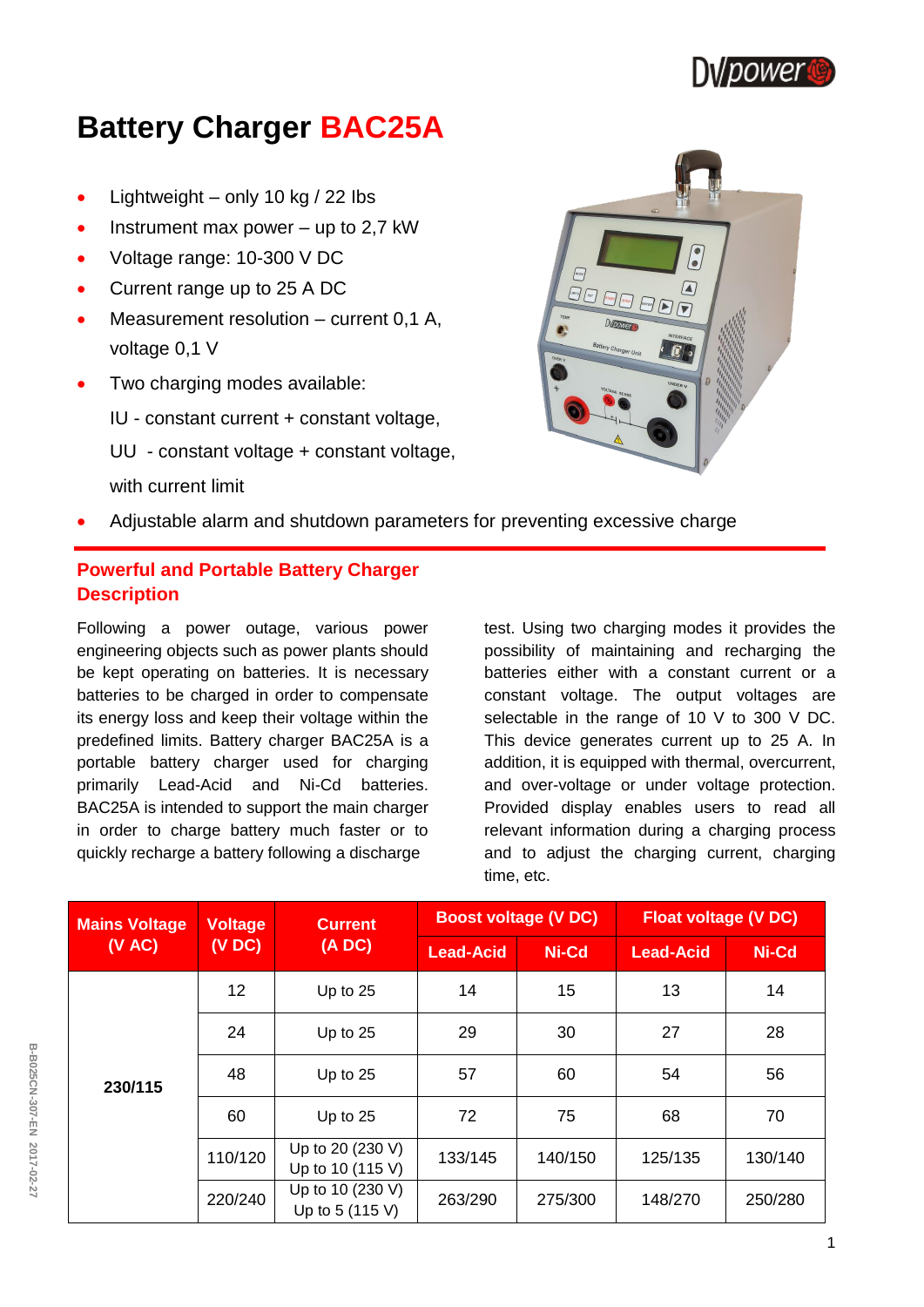# Battery Charger BAC25A

- Lightweight – only 10 kg / 22 lbs
- Instrument max power – up to 2,7 kW
- Voltage range: 10-300 V DC
- Current range up to 25 A DC
- Measurement resolution – current 0,1 A, voltage 0,1 V
- Two charging modes available:

  IU - constant current + constant voltage,

  UU - constant voltage + constant voltage, with current limit
- Adjustable alarm and shutdown parameters for preventing excessive charge

## Powerful and Portable Battery Charger Description

Following a power outage, various power engineering objects such as power plants should be kept operating on batteries. It is necessary batteries to be charged in order to compensate its energy loss and keep their voltage within the predefined limits. Battery charger BAC25A is a portable battery charger used for charging primarily Lead-Acid and Ni-Cd batteries. BAC25A is intended to support the main charger in order to charge battery much faster or to quickly recharge a battery following a discharge test. Using two charging modes it provides the possibility of maintaining and recharging the batteries either with a constant current or a constant voltage. The output voltages are selectable in the range of 10 V to 300 V DC. This device generates current up to 25 A. In addition, it is equipped with thermal, overcurrent, and over-voltage or under voltage protection. Provided display enables users to read all relevant information during a charging process and to adjust the charging current, charging time, etc.

| Mains Voltage (V AC) | Voltage (V DC) | Current (A DC) | Boost voltage (V DC) | | Float voltage (V DC) | |
|---|---|---|---|---|---|---|
| | | | Lead-Acid | Ni-Cd | Lead-Acid | Ni-Cd |
| 230/115 | 12 | Up to 25 | 14 | 15 | 13 | 14 |
| | 24 | Up to 25 | 29 | 30 | 27 | 28 |
| | 48 | Up to 25 | 57 | 60 | 54 | 56 |
| | 60 | Up to 25 | 72 | 75 | 68 | 70 |
| | 110/120 | Up to 20 (230 V) Up to 10 (115 V) | 133/145 | 140/150 | 125/135 | 130/140 |
| | 220/240 | Up to 10 (230 V) Up to 5 (115 V) | 263/290 | 275/300 | 148/270 | 250/280 |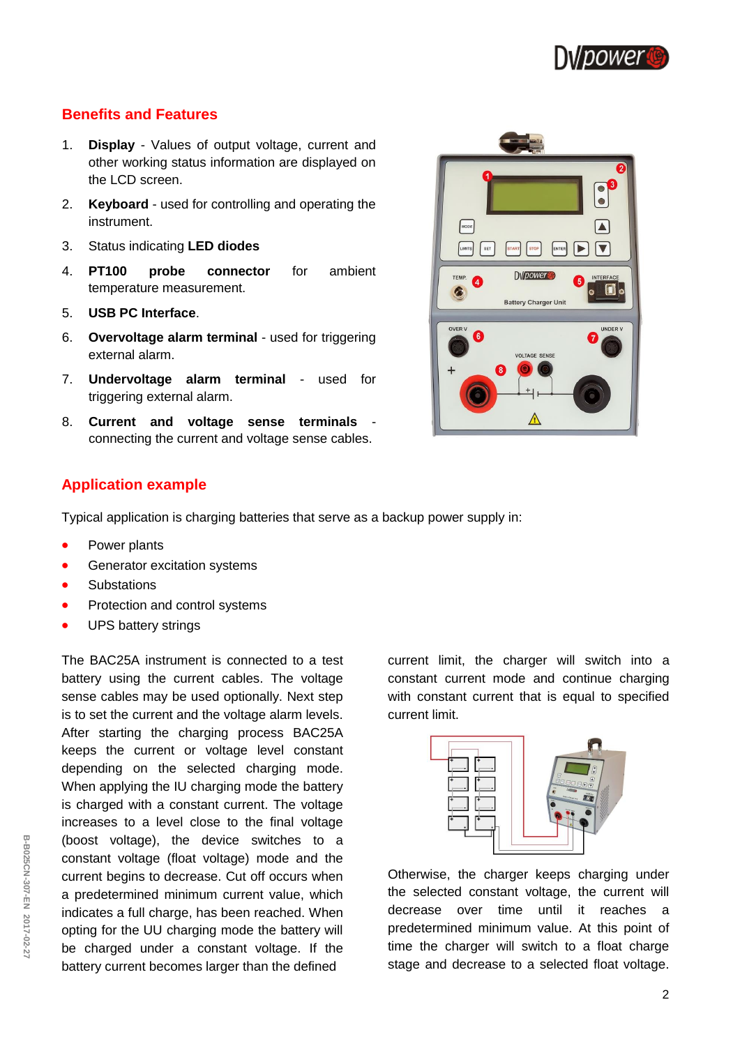## Benefits and Features

1. **Display** - Values of output voltage, current and other working status information are displayed on the LCD screen.
2. **Keyboard** - used for controlling and operating the instrument.
3. Status indicating **LED diodes**
4. **PT100 probe connector** for ambient temperature measurement.
5. **USB PC Interface**.
6. **Overvoltage alarm terminal** - used for triggering external alarm.
7. **Undervoltage alarm terminal** - used for triggering external alarm.
8. **Current and voltage sense terminals** - connecting the current and voltage sense cables.

## Application example

Typical application is charging batteries that serve as a backup power supply in:

- Power plants
- Generator excitation systems
- Substations
- Protection and control systems
- UPS battery strings

The BAC25A instrument is connected to a test battery using the current cables. The voltage sense cables may be used optionally. Next step is to set the current and the voltage alarm levels. After starting the charging process BAC25A keeps the current or voltage level constant depending on the selected charging mode. When applying the IU charging mode the battery is charged with a constant current. The voltage increases to a level close to the final voltage (boost voltage), the device switches to a constant voltage (float voltage) mode and the current begins to decrease. Cut off occurs when a predetermined minimum current value, which indicates a full charge, has been reached. When opting for the UU charging mode the battery will be charged under a constant voltage. If the battery current becomes larger than the defined current limit, the charger will switch into a constant current mode and continue charging with constant current that is equal to specified current limit.

Otherwise, the charger keeps charging under the selected constant voltage, the current will decrease over time until it reaches a predetermined minimum value. At this point of time the charger will switch to a float charge stage and decrease to a selected float voltage.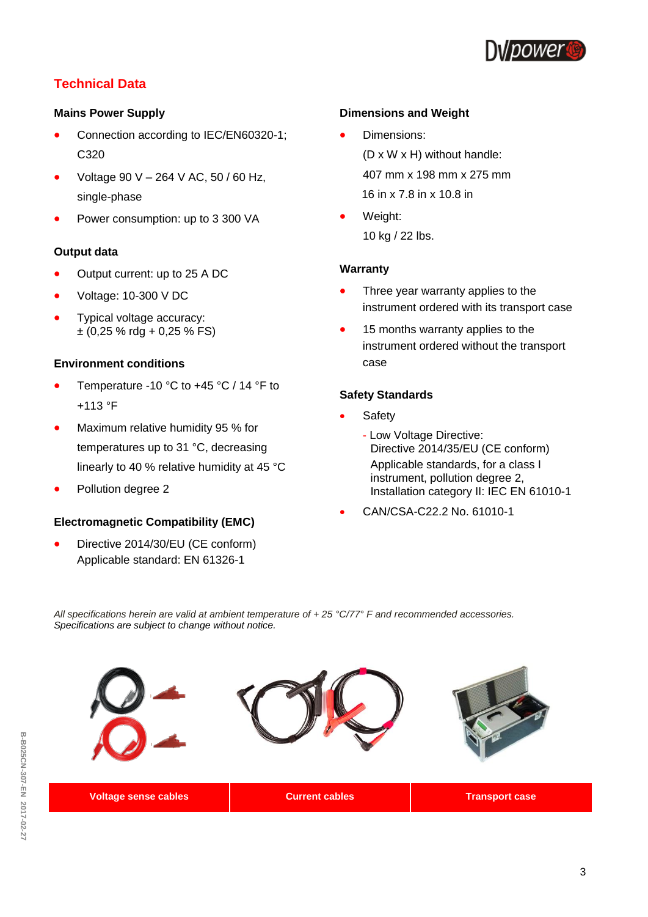## Technical Data

### Mains Power Supply

- Connection according to IEC/EN60320-1; C320
- Voltage 90 V – 264 V AC, 50 / 60 Hz, single-phase
- Power consumption: up to 3 300 VA

### Output data

- Output current: up to 25 A DC
- Voltage: 10-300 V DC
- Typical voltage accuracy: ± (0,25 % rdg + 0,25 % FS)

### Environment conditions

- Temperature -10 °C to +45 °C / 14 °F to +113 °F
- Maximum relative humidity 95 % for temperatures up to 31 °C, decreasing linearly to 40 % relative humidity at 45 °C
- Pollution degree 2

### Electromagnetic Compatibility (EMC)

- Directive 2014/30/EU (CE conform) Applicable standard: EN 61326-1

### Dimensions and Weight

- Dimensions:
  (D x W x H) without handle:
  407 mm x 198 mm x 275 mm
  16 in x 7.8 in x 10.8 in
- Weight:
  10 kg / 22 lbs.

### Warranty

- Three year warranty applies to the instrument ordered with its transport case
- 15 months warranty applies to the instrument ordered without the transport case

### Safety Standards

- Safety
  - Low Voltage Directive:
    Directive 2014/35/EU (CE conform)
    Applicable standards, for a class I instrument, pollution degree 2, Installation category II: IEC EN 61010-1
- CAN/CSA-C22.2 No. 61010-1

*All specifications herein are valid at ambient temperature of + 25 °C/77° F and recommended accessories. Specifications are subject to change without notice.*

| Voltage sense cables | Current cables | Transport case |
|---|---|---|

B-B025CN-307-EN 2017-02-27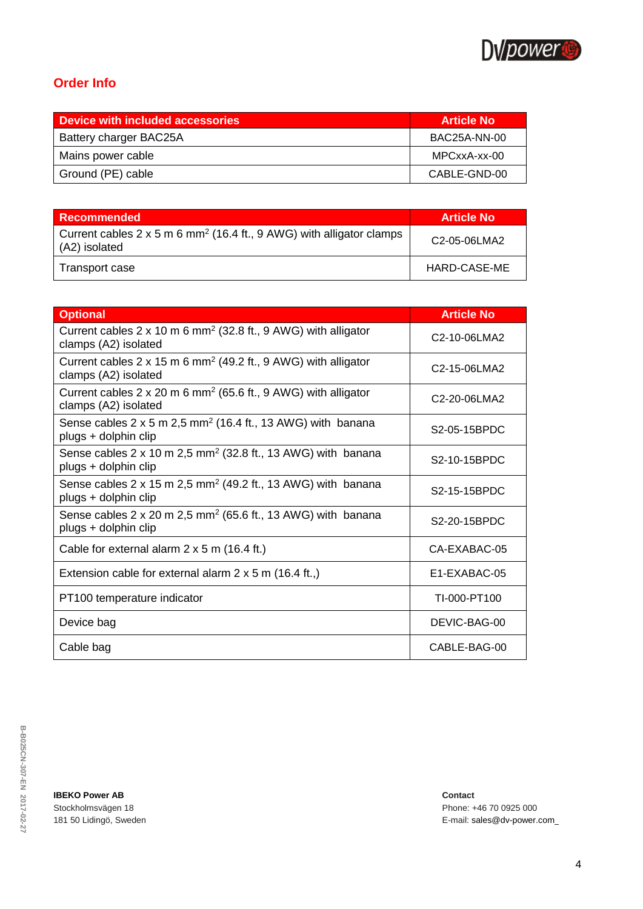## Order Info

| Device with included accessories | Article No |
|---|---|
| Battery charger BAC25A | BAC25A-NN-00 |
| Mains power cable | MPCxxA-xx-00 |
| Ground (PE) cable | CABLE-GND-00 |

| Recommended | Article No |
|---|---|
| Current cables 2 x 5 m 6 mm$^2$ (16.4 ft., 9 AWG) with alligator clamps (A2) isolated | C2-05-06LMA2 |
| Transport case | HARD-CASE-ME |

| Optional | Article No |
|---|---|
| Current cables 2 x 10 m 6 mm$^2$ (32.8 ft., 9 AWG) with alligator clamps (A2) isolated | C2-10-06LMA2 |
| Current cables 2 x 15 m 6 mm$^2$ (49.2 ft., 9 AWG) with alligator clamps (A2) isolated | C2-15-06LMA2 |
| Current cables 2 x 20 m 6 mm$^2$ (65.6 ft., 9 AWG) with alligator clamps (A2) isolated | C2-20-06LMA2 |
| Sense cables 2 x 5 m 2,5 mm$^2$ (16.4 ft., 13 AWG) with banana plugs + dolphin clip | S2-05-15BPDC |
| Sense cables 2 x 10 m 2,5 mm$^2$ (32.8 ft., 13 AWG) with banana plugs + dolphin clip | S2-10-15BPDC |
| Sense cables 2 x 15 m 2,5 mm$^2$ (49.2 ft., 13 AWG) with banana plugs + dolphin clip | S2-15-15BPDC |
| Sense cables 2 x 20 m 2,5 mm$^2$ (65.6 ft., 13 AWG) with banana plugs + dolphin clip | S2-20-15BPDC |
| Cable for external alarm 2 x 5 m (16.4 ft.) | CA-EXABAC-05 |
| Extension cable for external alarm 2 x 5 m (16.4 ft.,) | E1-EXABAC-05 |
| PT100 temperature indicator | TI-000-PT100 |
| Device bag | DEVIC-BAG-00 |
| Cable bag | CABLE-BAG-00 |

B-B025CN-307-EN 2017-02-27

**IBEKO Power AB**
Stockholmsvägen 18
181 50 Lidingö, Sweden

**Contact**
Phone: +46 70 0925 000
E-mail: sales@dv-power.com